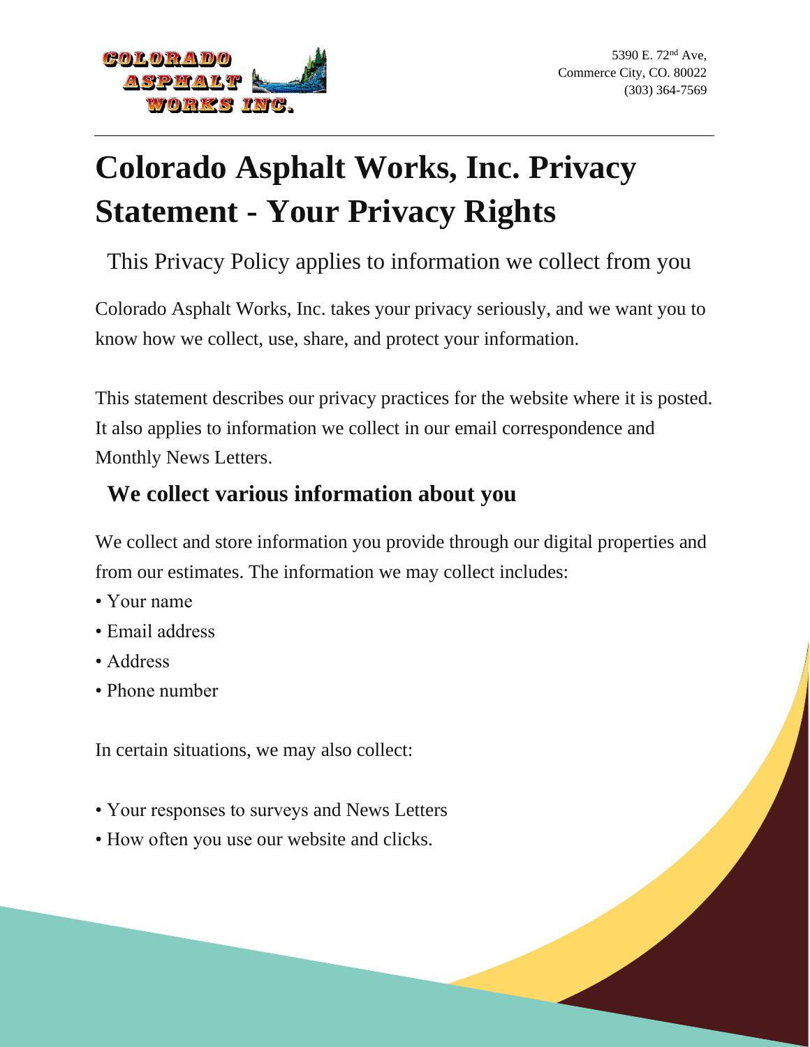5390 E. 72nd Ave,
Commerce City, CO. 80022
(303) 364-7569

# Colorado Asphalt Works, Inc. Privacy Statement - Your Privacy Rights

## This Privacy Policy applies to information we collect from you

Colorado Asphalt Works, Inc. takes your privacy seriously, and we want you to know how we collect, use, share, and protect your information.

This statement describes our privacy practices for the website where it is posted. It also applies to information we collect in our email correspondence and Monthly News Letters.

## We collect various information about you

We collect and store information you provide through our digital properties and from our estimates. The information we may collect includes:

- Your name
- Email address
- Address
- Phone number

In certain situations, we may also collect:

- Your responses to surveys and News Letters
- How often you use our website and clicks.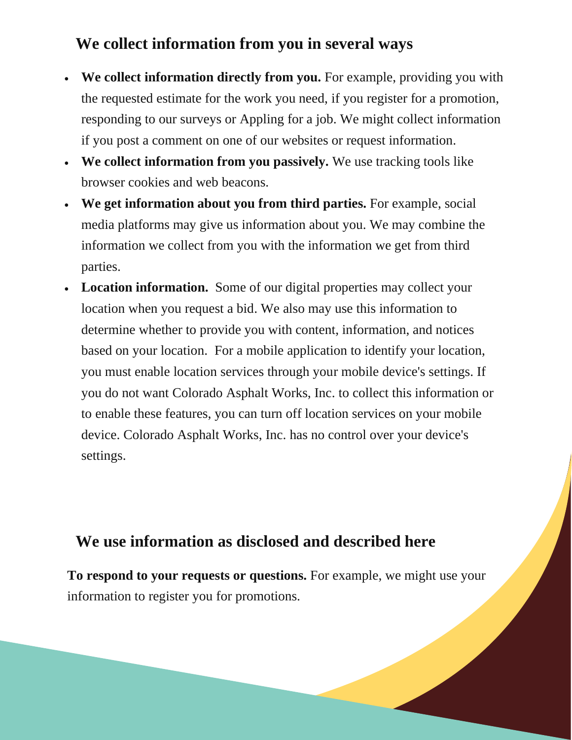## We collect information from you in several ways

- **We collect information directly from you.** For example, providing you with the requested estimate for the work you need, if you register for a promotion, responding to our surveys or Appling for a job. We might collect information if you post a comment on one of our websites or request information.
- **We collect information from you passively.** We use tracking tools like browser cookies and web beacons.
- **We get information about you from third parties.** For example, social media platforms may give us information about you. We may combine the information we collect from you with the information we get from third parties.
- **Location information.** Some of our digital properties may collect your location when you request a bid. We also may use this information to determine whether to provide you with content, information, and notices based on your location. For a mobile application to identify your location, you must enable location services through your mobile device's settings. If you do not want Colorado Asphalt Works, Inc. to collect this information or to enable these features, you can turn off location services on your mobile device. Colorado Asphalt Works, Inc. has no control over your device's settings.

## We use information as disclosed and described here

**To respond to your requests or questions.** For example, we might use your information to register you for promotions.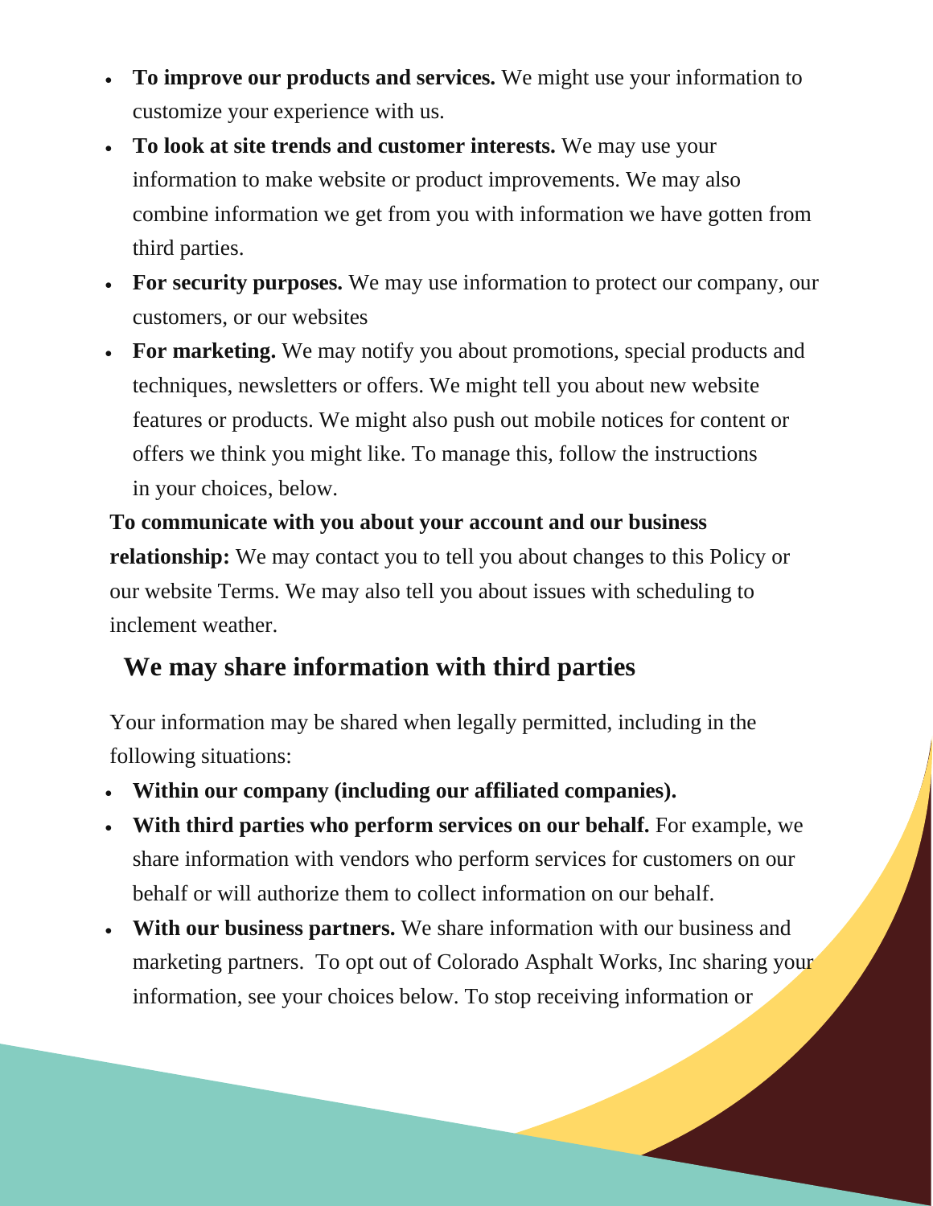- **To improve our products and services.** We might use your information to customize your experience with us.
- **To look at site trends and customer interests.** We may use your information to make website or product improvements. We may also combine information we get from you with information we have gotten from third parties.
- **For security purposes.** We may use information to protect our company, our customers, or our websites
- **For marketing.** We may notify you about promotions, special products and techniques, newsletters or offers. We might tell you about new website features or products. We might also push out mobile notices for content or offers we think you might like. To manage this, follow the instructions in your choices, below.

**To communicate with you about your account and our business relationship:** We may contact you to tell you about changes to this Policy or our website Terms. We may also tell you about issues with scheduling to inclement weather.

## We may share information with third parties

Your information may be shared when legally permitted, including in the following situations:

- **Within our company (including our affiliated companies).**
- **With third parties who perform services on our behalf.** For example, we share information with vendors who perform services for customers on our behalf or will authorize them to collect information on our behalf.
- **With our business partners.** We share information with our business and marketing partners. To opt out of Colorado Asphalt Works, Inc sharing your information, see your choices below. To stop receiving information or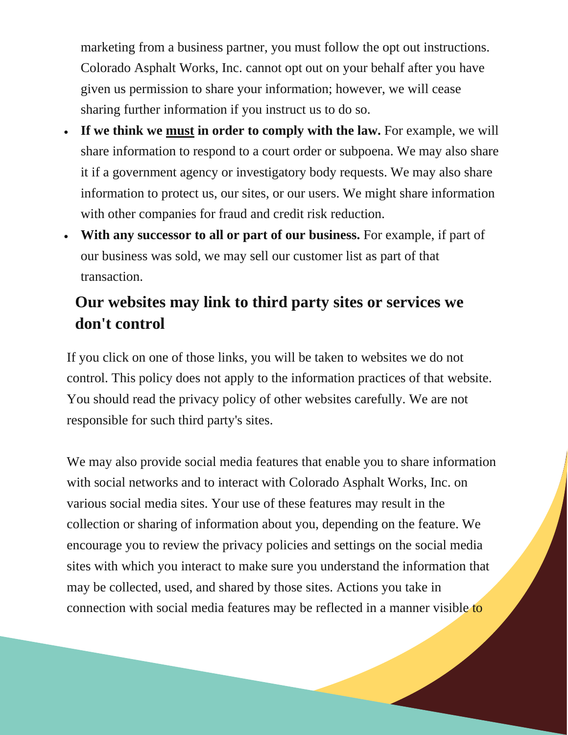marketing from a business partner, you must follow the opt out instructions. Colorado Asphalt Works, Inc. cannot opt out on your behalf after you have given us permission to share your information; however, we will cease sharing further information if you instruct us to do so.

- **If we think we <u>must</u> in order to comply with the law.** For example, we will share information to respond to a court order or subpoena. We may also share it if a government agency or investigatory body requests. We may also share information to protect us, our sites, or our users. We might share information with other companies for fraud and credit risk reduction.
- **With any successor to all or part of our business.** For example, if part of our business was sold, we may sell our customer list as part of that transaction.

## Our websites may link to third party sites or services we don't control

If you click on one of those links, you will be taken to websites we do not control. This policy does not apply to the information practices of that website. You should read the privacy policy of other websites carefully. We are not responsible for such third party's sites.

We may also provide social media features that enable you to share information with social networks and to interact with Colorado Asphalt Works, Inc. on various social media sites. Your use of these features may result in the collection or sharing of information about you, depending on the feature. We encourage you to review the privacy policies and settings on the social media sites with which you interact to make sure you understand the information that may be collected, used, and shared by those sites. Actions you take in connection with social media features may be reflected in a manner visible to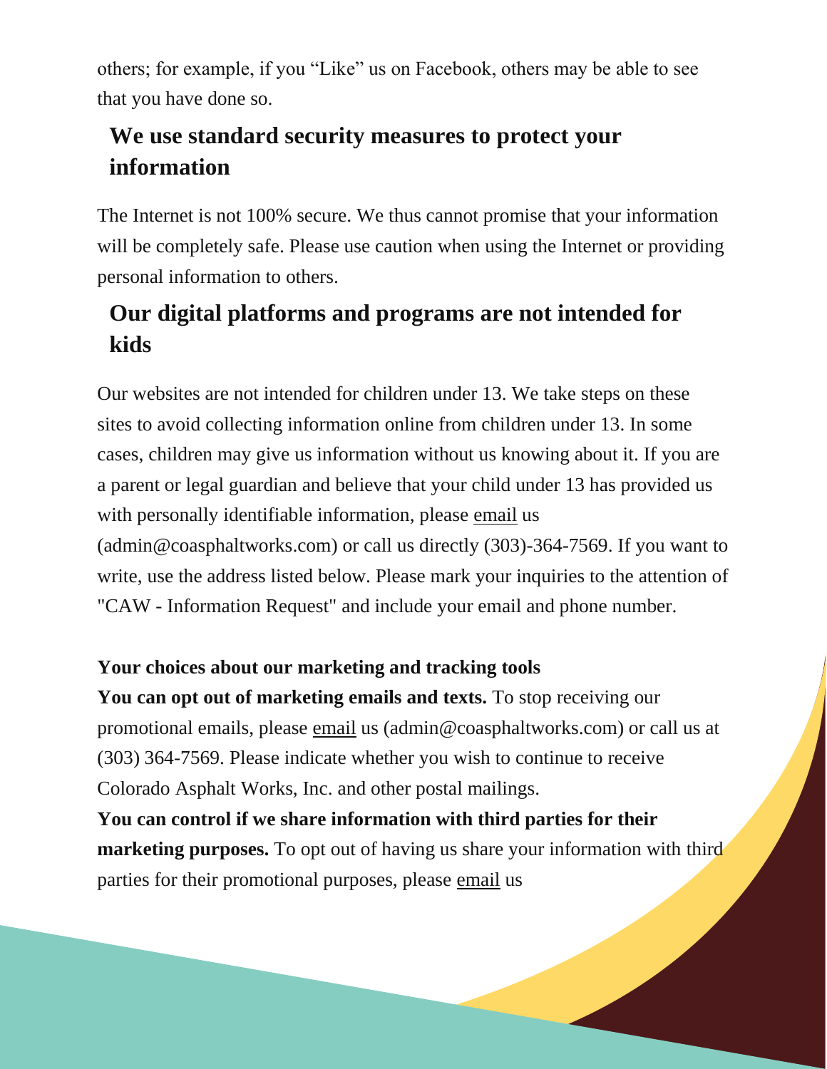others; for example, if you "Like" us on Facebook, others may be able to see that you have done so.

## We use standard security measures to protect your information

The Internet is not 100% secure. We thus cannot promise that your information will be completely safe. Please use caution when using the Internet or providing personal information to others.

## Our digital platforms and programs are not intended for kids

Our websites are not intended for children under 13. We take steps on these sites to avoid collecting information online from children under 13. In some cases, children may give us information without us knowing about it. If you are a parent or legal guardian and believe that your child under 13 has provided us with personally identifiable information, please email us (admin@coasphaltworks.com) or call us directly (303)-364-7569. If you want to write, use the address listed below. Please mark your inquiries to the attention of "CAW - Information Request" and include your email and phone number.

**Your choices about our marketing and tracking tools**

**You can opt out of marketing emails and texts.** To stop receiving our promotional emails, please email us (admin@coasphaltworks.com) or call us at (303) 364-7569. Please indicate whether you wish to continue to receive Colorado Asphalt Works, Inc. and other postal mailings.

**You can control if we share information with third parties for their marketing purposes.** To opt out of having us share your information with third parties for their promotional purposes, please email us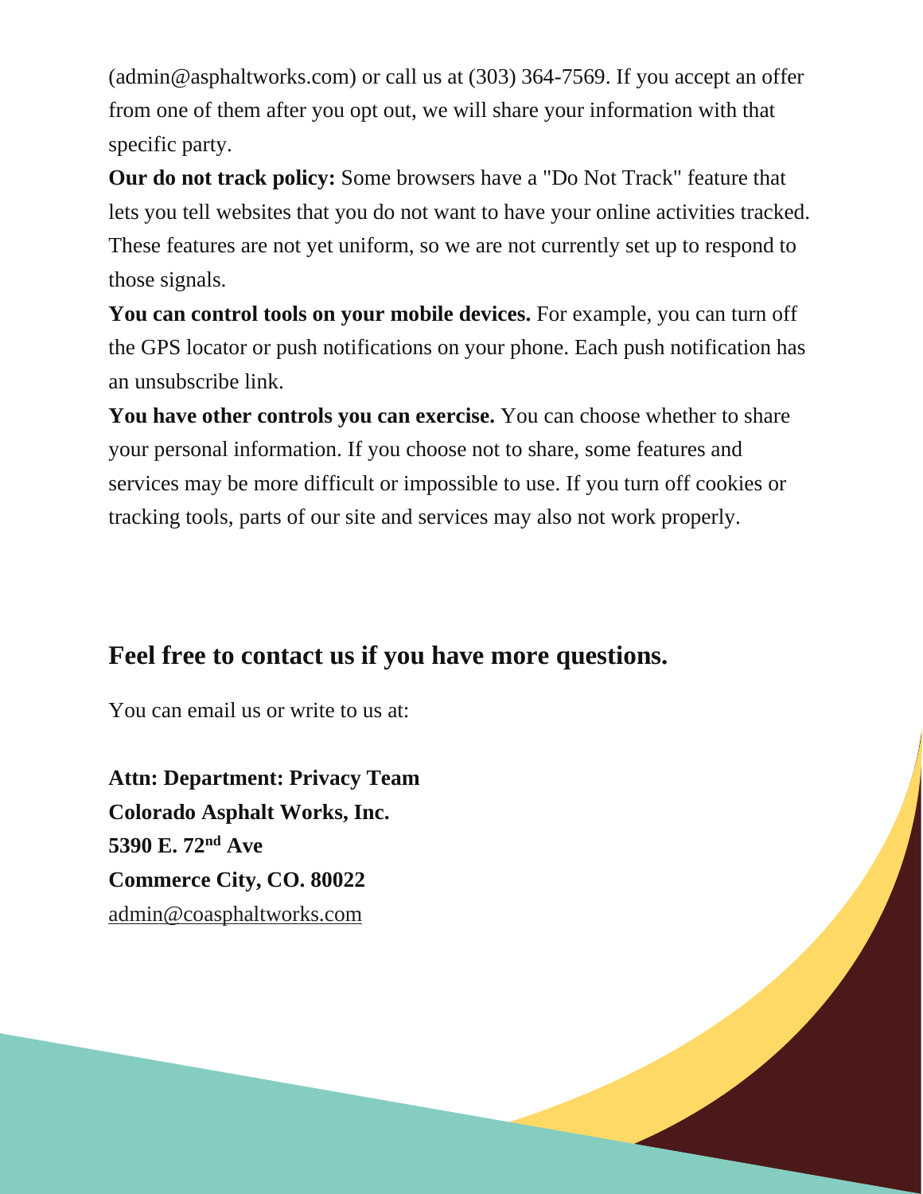(admin@asphaltworks.com) or call us at (303) 364-7569. If you accept an offer from one of them after you opt out, we will share your information with that specific party.

**Our do not track policy:** Some browsers have a "Do Not Track" feature that lets you tell websites that you do not want to have your online activities tracked. These features are not yet uniform, so we are not currently set up to respond to those signals.

**You can control tools on your mobile devices.** For example, you can turn off the GPS locator or push notifications on your phone. Each push notification has an unsubscribe link.

**You have other controls you can exercise.** You can choose whether to share your personal information. If you choose not to share, some features and services may be more difficult or impossible to use. If you turn off cookies or tracking tools, parts of our site and services may also not work properly.

## Feel free to contact us if you have more questions.

You can email us or write to us at:

**Attn: Department: Privacy Team**
**Colorado Asphalt Works, Inc.**
**5390 E. 72nd Ave**
**Commerce City, CO. 80022**
admin@coasphaltworks.com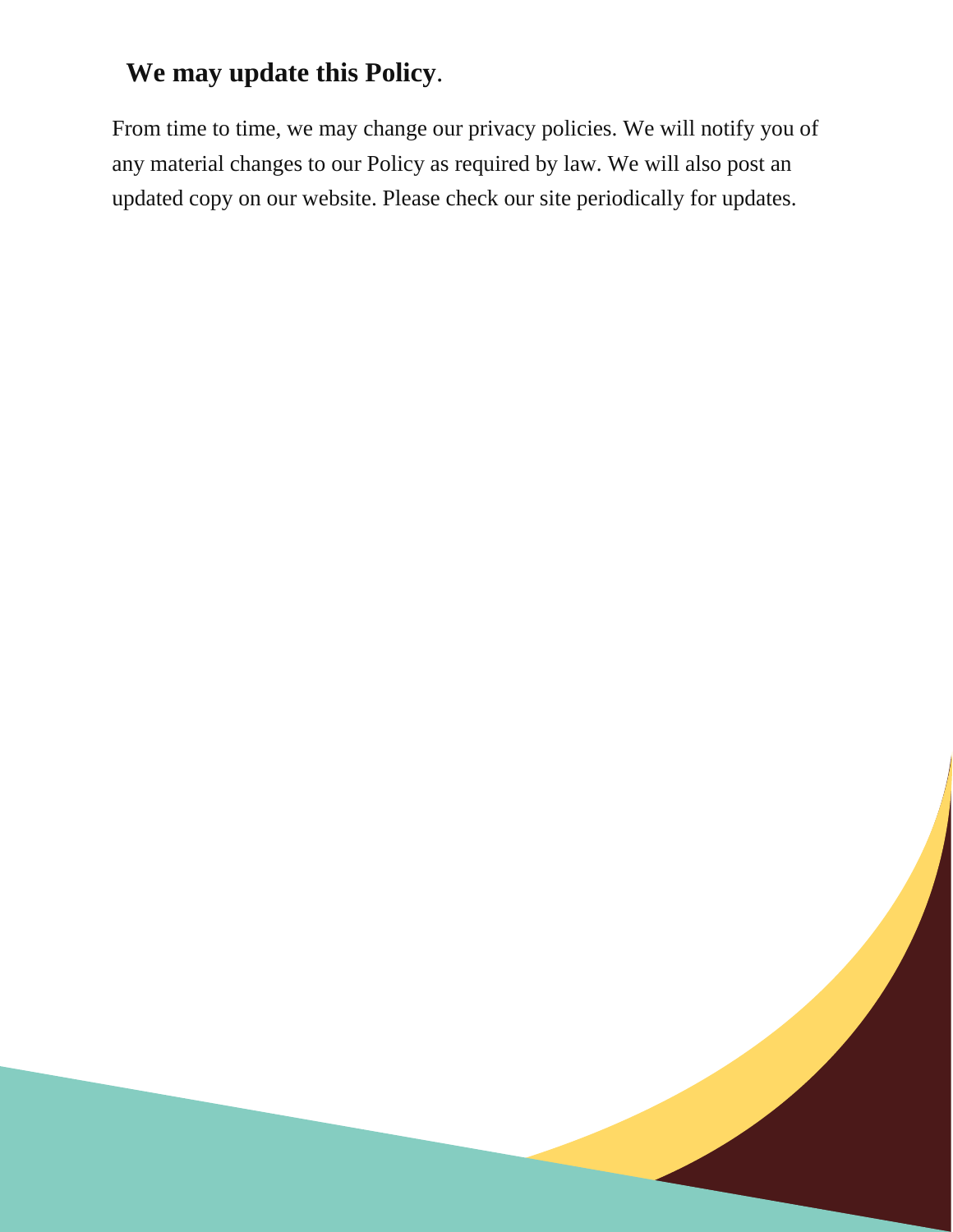## **We may update this Policy**.

From time to time, we may change our privacy policies. We will notify you of any material changes to our Policy as required by law. We will also post an updated copy on our website. Please check our site periodically for updates.